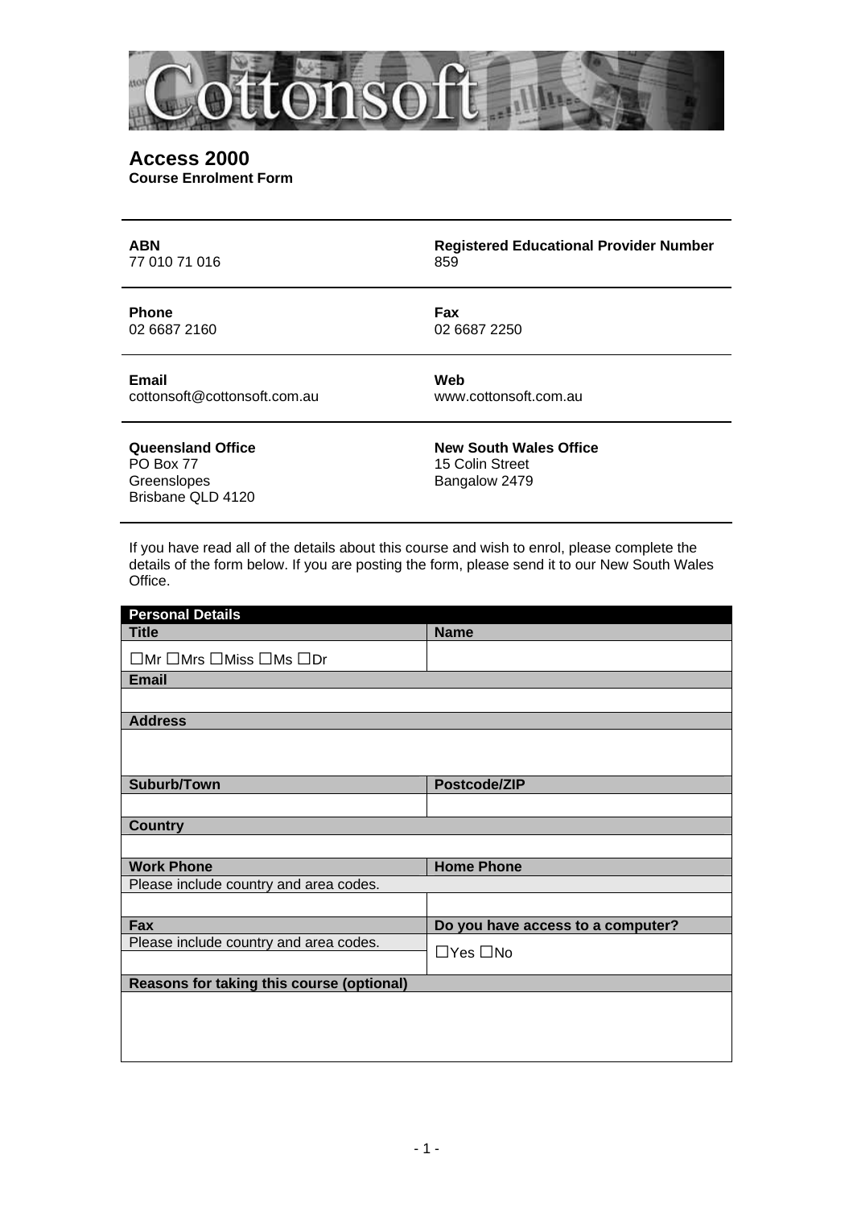# Access 2000

**Course Enrolment Form**

| **ABN** | **Registered Educational Provider Number** |
|---|---|
| 77 010 71 016 | 859 |
| **Phone** | **Fax** |
| 02 6687 2160 | 02 6687 2250 |
| **Email** | **Web** |
| cottonsoft@cottonsoft.com.au | www.cottonsoft.com.au |
| **Queensland Office** | **New South Wales Office** |
| PO Box 77<br>Greenslopes<br>Brisbane QLD 4120 | 15 Colin Street<br>Bangalow 2479 |

If you have read all of the details about this course and wish to enrol, please complete the details of the form below. If you are posting the form, please send it to our New South Wales Office.

| **Personal Details** | |
|---|---|
| **Title** | **Name** |
| ☐Mr ☐Mrs ☐Miss ☐Ms ☐Dr | |
| **Email** | |
| | |
| **Address** | |
| | |
| **Suburb/Town** | **Postcode/ZIP** |
| | |
| **Country** | |
| | |
| **Work Phone** | **Home Phone** |
| Please include country and area codes. | |
| | |
| **Fax** | **Do you have access to a computer?** |
| Please include country and area codes. | ☐Yes ☐No |
| **Reasons for taking this course (optional)** | |
| | |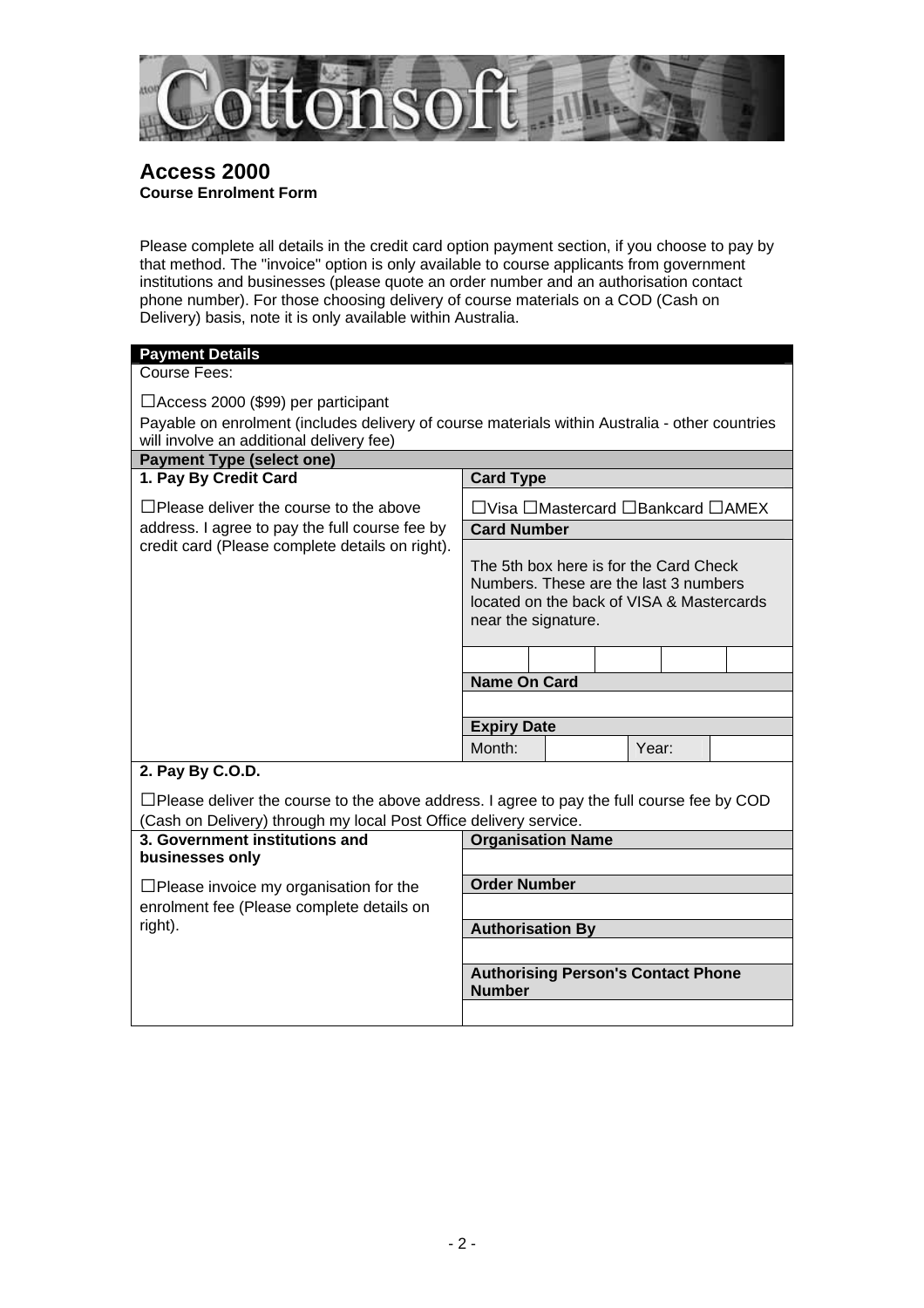# Access 2000

**Course Enrolment Form**

Please complete all details in the credit card option payment section, if you choose to pay by that method. The "invoice" option is only available to course applicants from government institutions and businesses (please quote an order number and an authorisation contact phone number). For those choosing delivery of course materials on a COD (Cash on Delivery) basis, note it is only available within Australia.

| **Payment Details** | |
|---|---|
| Course Fees:<br><br>☐Access 2000 ($99) per participant<br>Payable on enrolment (includes delivery of course materials within Australia - other countries will involve an additional delivery fee) | |
| **Payment Type (select one)** | |
| **1. Pay By Credit Card**<br><br>☐Please deliver the course to the above address. I agree to pay the full course fee by credit card (Please complete details on right). | **Card Type**<br>☐Visa ☐Mastercard ☐Bankcard ☐AMEX<br>**Card Number**<br>The 5th box here is for the Card Check Numbers. These are the last 3 numbers located on the back of VISA & Mastercards near the signature.<br>\| \| \| \| \| \|<br>**Name On Card**<br><br>**Expiry Date**<br>Month: Year: |
| **2. Pay By C.O.D.**<br><br>☐Please deliver the course to the above address. I agree to pay the full course fee by COD (Cash on Delivery) through my local Post Office delivery service. | |
| **3. Government institutions and businesses only**<br><br>☐Please invoice my organisation for the enrolment fee (Please complete details on right). | **Organisation Name**<br><br>**Order Number**<br><br>**Authorisation By**<br><br>**Authorising Person's Contact Phone Number** |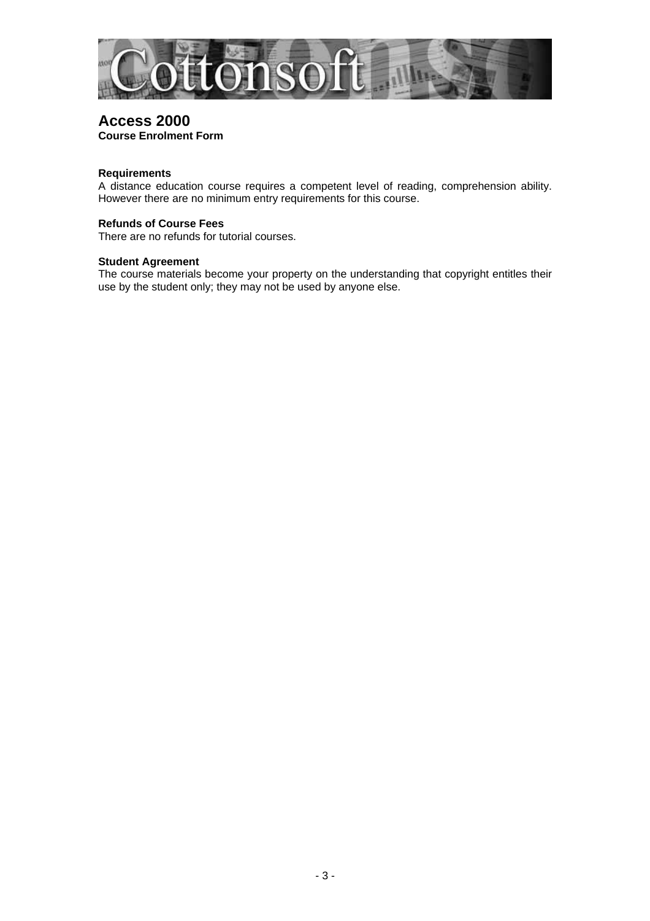# Access 2000

**Course Enrolment Form**

**Requirements**

A distance education course requires a competent level of reading, comprehension ability. However there are no minimum entry requirements for this course.

**Refunds of Course Fees**

There are no refunds for tutorial courses.

**Student Agreement**

The course materials become your property on the understanding that copyright entitles their use by the student only; they may not be used by anyone else.